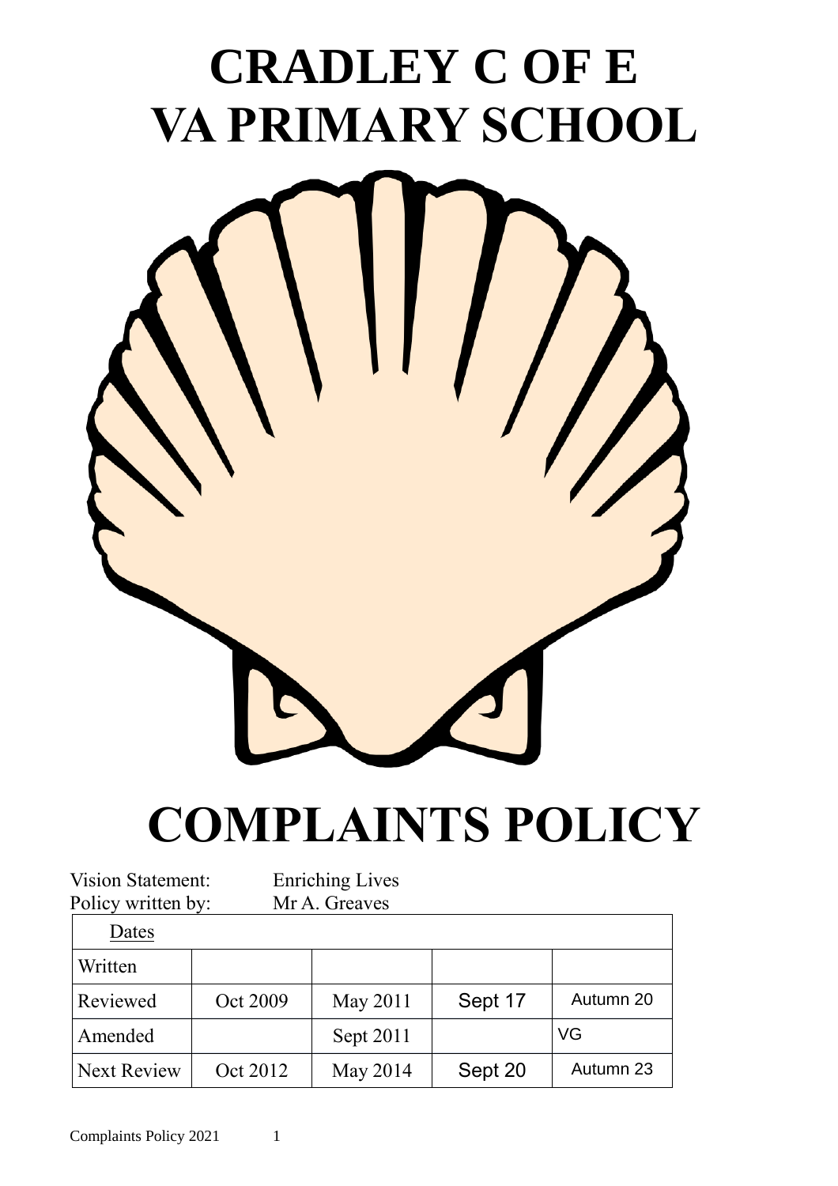# CRADLEY C OF E
# VA PRIMARY SCHOOL

# COMPLAINTS POLICY

Vision Statement: Enriching Lives
Policy written by: Mr A. Greaves

| Dates | | | | |
|---|---|---|---|---|
| Written | | | | |
| Reviewed | Oct 2009 | May 2011 | Sept 17 | Autumn 20 |
| Amended | | Sept 2011 | | VG |
| Next Review | Oct 2012 | May 2014 | Sept 20 | Autumn 23 |

Complaints Policy 2021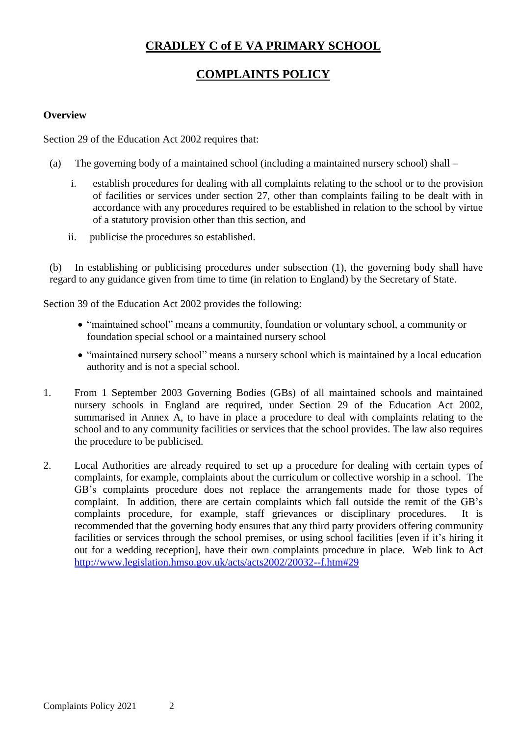# CRADLEY C of E VA PRIMARY SCHOOL

## COMPLAINTS POLICY

**Overview**

Section 29 of the Education Act 2002 requires that:

(a) The governing body of a maintained school (including a maintained nursery school) shall –

i. establish procedures for dealing with all complaints relating to the school or to the provision of facilities or services under section 27, other than complaints failing to be dealt with in accordance with any procedures required to be established in relation to the school by virtue of a statutory provision other than this section, and

ii. publicise the procedures so established.

(b) In establishing or publicising procedures under subsection (1), the governing body shall have regard to any guidance given from time to time (in relation to England) by the Secretary of State.

Section 39 of the Education Act 2002 provides the following:

- "maintained school" means a community, foundation or voluntary school, a community or foundation special school or a maintained nursery school
- "maintained nursery school" means a nursery school which is maintained by a local education authority and is not a special school.

1. From 1 September 2003 Governing Bodies (GBs) of all maintained schools and maintained nursery schools in England are required, under Section 29 of the Education Act 2002, summarised in Annex A, to have in place a procedure to deal with complaints relating to the school and to any community facilities or services that the school provides. The law also requires the procedure to be publicised.

2. Local Authorities are already required to set up a procedure for dealing with certain types of complaints, for example, complaints about the curriculum or collective worship in a school. The GB's complaints procedure does not replace the arrangements made for those types of complaint. In addition, there are certain complaints which fall outside the remit of the GB's complaints procedure, for example, staff grievances or disciplinary procedures. It is recommended that the governing body ensures that any third party providers offering community facilities or services through the school premises, or using school facilities [even if it's hiring it out for a wedding reception], have their own complaints procedure in place. Web link to Act http://www.legislation.hmso.gov.uk/acts/acts2002/20032--f.htm#29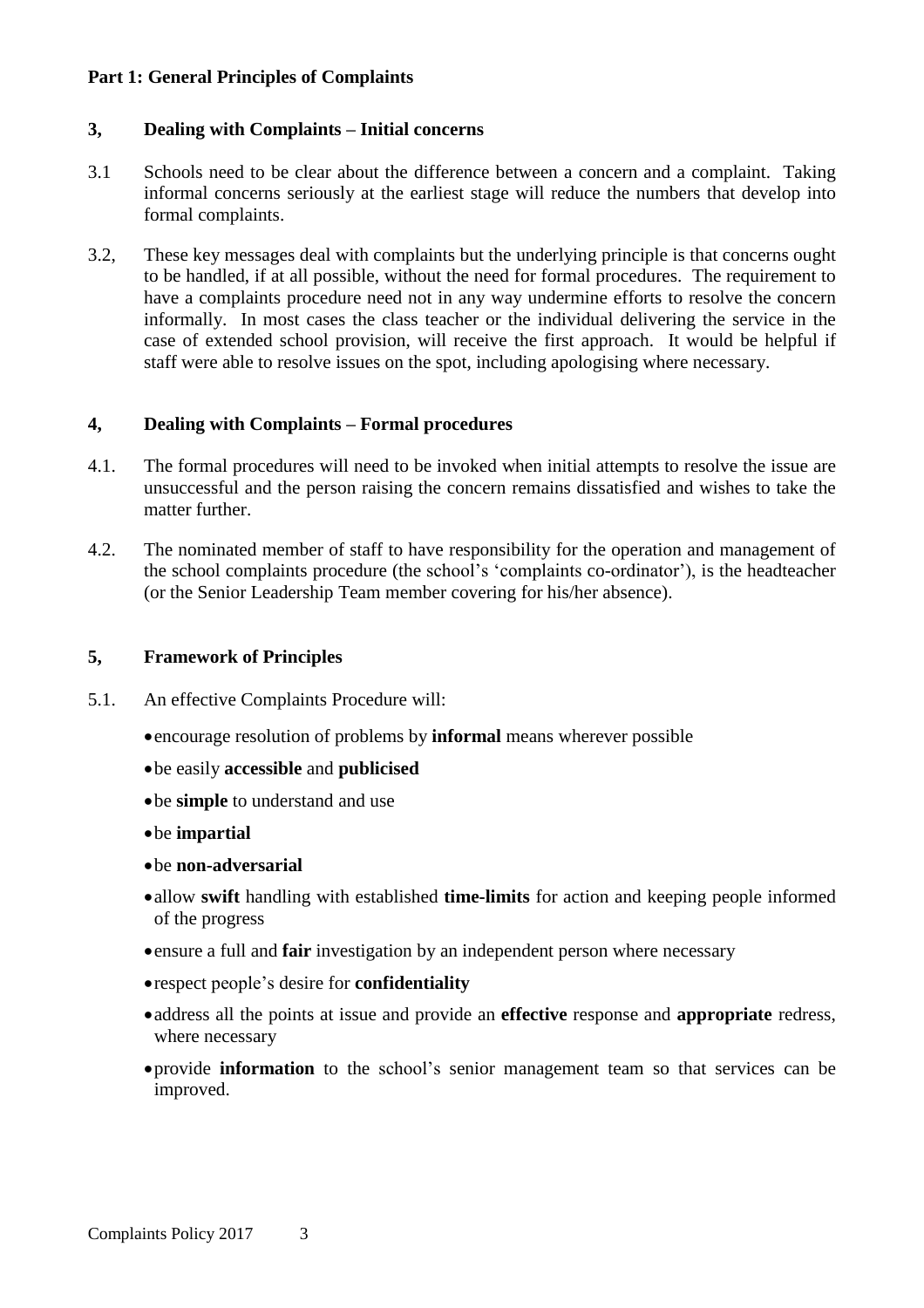## Part 1: General Principles of Complaints

### 3, Dealing with Complaints – Initial concerns

3.1 Schools need to be clear about the difference between a concern and a complaint. Taking informal concerns seriously at the earliest stage will reduce the numbers that develop into formal complaints.

3.2, These key messages deal with complaints but the underlying principle is that concerns ought to be handled, if at all possible, without the need for formal procedures. The requirement to have a complaints procedure need not in any way undermine efforts to resolve the concern informally. In most cases the class teacher or the individual delivering the service in the case of extended school provision, will receive the first approach. It would be helpful if staff were able to resolve issues on the spot, including apologising where necessary.

### 4, Dealing with Complaints – Formal procedures

4.1. The formal procedures will need to be invoked when initial attempts to resolve the issue are unsuccessful and the person raising the concern remains dissatisfied and wishes to take the matter further.

4.2. The nominated member of staff to have responsibility for the operation and management of the school complaints procedure (the school's 'complaints co-ordinator'), is the headteacher (or the Senior Leadership Team member covering for his/her absence).

### 5, Framework of Principles

5.1. An effective Complaints Procedure will:

- encourage resolution of problems by **informal** means wherever possible
- be easily **accessible** and **publicised**
- be **simple** to understand and use
- be **impartial**
- be **non-adversarial**
- allow **swift** handling with established **time-limits** for action and keeping people informed of the progress
- ensure a full and **fair** investigation by an independent person where necessary
- respect people's desire for **confidentiality**
- address all the points at issue and provide an **effective** response and **appropriate** redress, where necessary
- provide **information** to the school's senior management team so that services can be improved.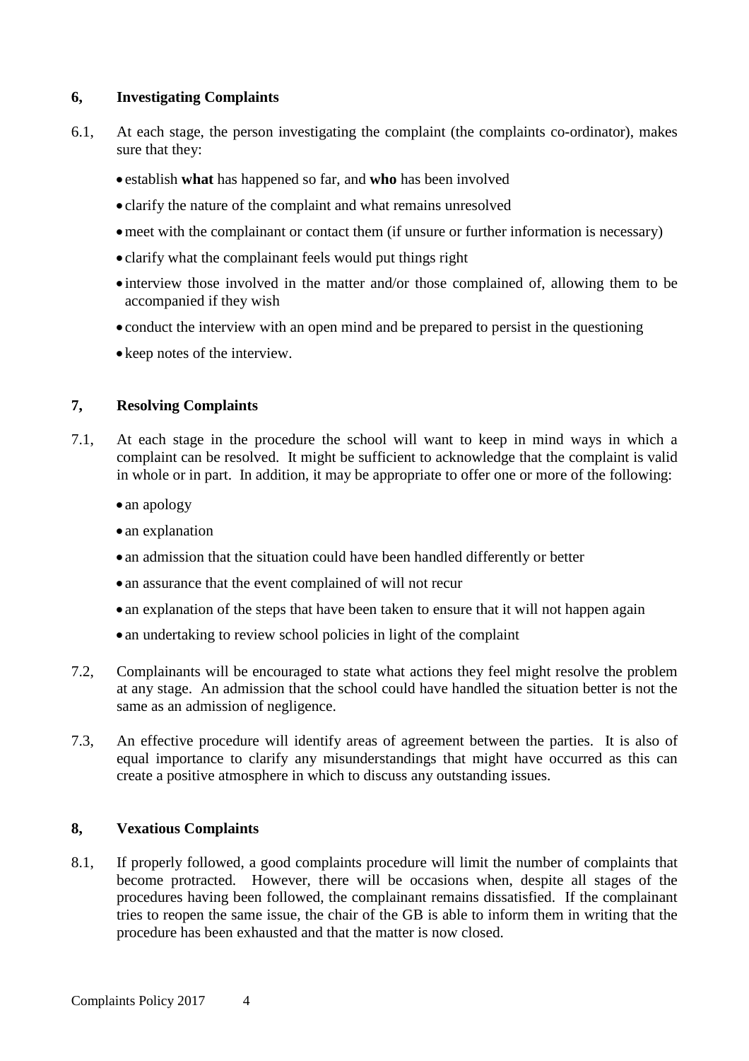## 6, Investigating Complaints

6.1, At each stage, the person investigating the complaint (the complaints co-ordinator), makes sure that they:

- establish **what** has happened so far, and **who** has been involved
- clarify the nature of the complaint and what remains unresolved
- meet with the complainant or contact them (if unsure or further information is necessary)
- clarify what the complainant feels would put things right
- interview those involved in the matter and/or those complained of, allowing them to be accompanied if they wish
- conduct the interview with an open mind and be prepared to persist in the questioning
- keep notes of the interview.

## 7, Resolving Complaints

7.1, At each stage in the procedure the school will want to keep in mind ways in which a complaint can be resolved. It might be sufficient to acknowledge that the complaint is valid in whole or in part. In addition, it may be appropriate to offer one or more of the following:

- an apology
- an explanation
- an admission that the situation could have been handled differently or better
- an assurance that the event complained of will not recur
- an explanation of the steps that have been taken to ensure that it will not happen again
- an undertaking to review school policies in light of the complaint

7.2, Complainants will be encouraged to state what actions they feel might resolve the problem at any stage. An admission that the school could have handled the situation better is not the same as an admission of negligence.

7.3, An effective procedure will identify areas of agreement between the parties. It is also of equal importance to clarify any misunderstandings that might have occurred as this can create a positive atmosphere in which to discuss any outstanding issues.

## 8, Vexatious Complaints

8.1, If properly followed, a good complaints procedure will limit the number of complaints that become protracted. However, there will be occasions when, despite all stages of the procedures having been followed, the complainant remains dissatisfied. If the complainant tries to reopen the same issue, the chair of the GB is able to inform them in writing that the procedure has been exhausted and that the matter is now closed.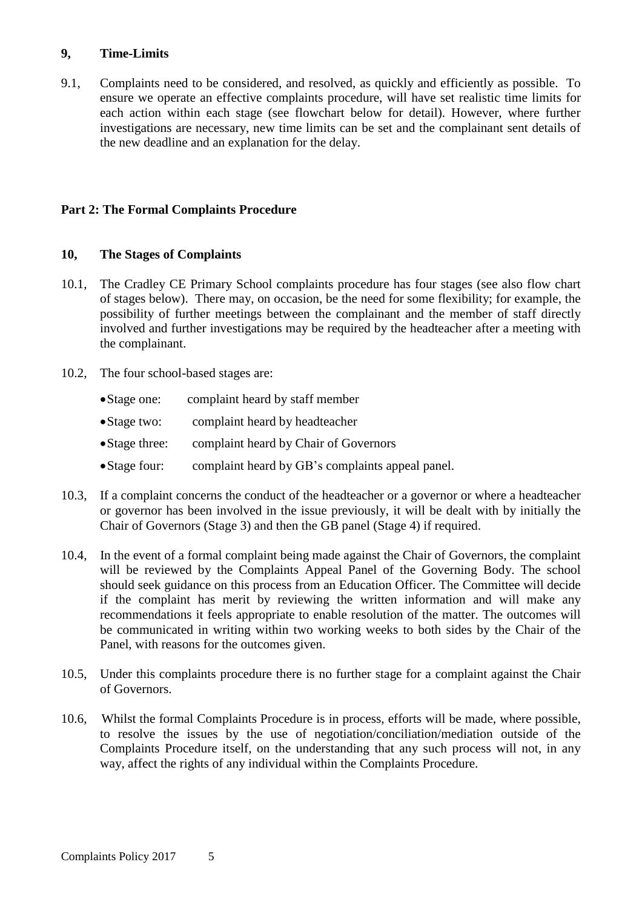## 9, Time-Limits

9.1, Complaints need to be considered, and resolved, as quickly and efficiently as possible. To ensure we operate an effective complaints procedure, will have set realistic time limits for each action within each stage (see flowchart below for detail). However, where further investigations are necessary, new time limits can be set and the complainant sent details of the new deadline and an explanation for the delay.

# Part 2: The Formal Complaints Procedure

## 10, The Stages of Complaints

10.1, The Cradley CE Primary School complaints procedure has four stages (see also flow chart of stages below). There may, on occasion, be the need for some flexibility; for example, the possibility of further meetings between the complainant and the member of staff directly involved and further investigations may be required by the headteacher after a meeting with the complainant.

10.2, The four school-based stages are:

- Stage one: complaint heard by staff member
- Stage two: complaint heard by headteacher
- Stage three: complaint heard by Chair of Governors
- Stage four: complaint heard by GB's complaints appeal panel.

10.3, If a complaint concerns the conduct of the headteacher or a governor or where a headteacher or governor has been involved in the issue previously, it will be dealt with by initially the Chair of Governors (Stage 3) and then the GB panel (Stage 4) if required.

10.4, In the event of a formal complaint being made against the Chair of Governors, the complaint will be reviewed by the Complaints Appeal Panel of the Governing Body. The school should seek guidance on this process from an Education Officer. The Committee will decide if the complaint has merit by reviewing the written information and will make any recommendations it feels appropriate to enable resolution of the matter. The outcomes will be communicated in writing within two working weeks to both sides by the Chair of the Panel, with reasons for the outcomes given.

10.5, Under this complaints procedure there is no further stage for a complaint against the Chair of Governors.

10.6, Whilst the formal Complaints Procedure is in process, efforts will be made, where possible, to resolve the issues by the use of negotiation/conciliation/mediation outside of the Complaints Procedure itself, on the understanding that any such process will not, in any way, affect the rights of any individual within the Complaints Procedure.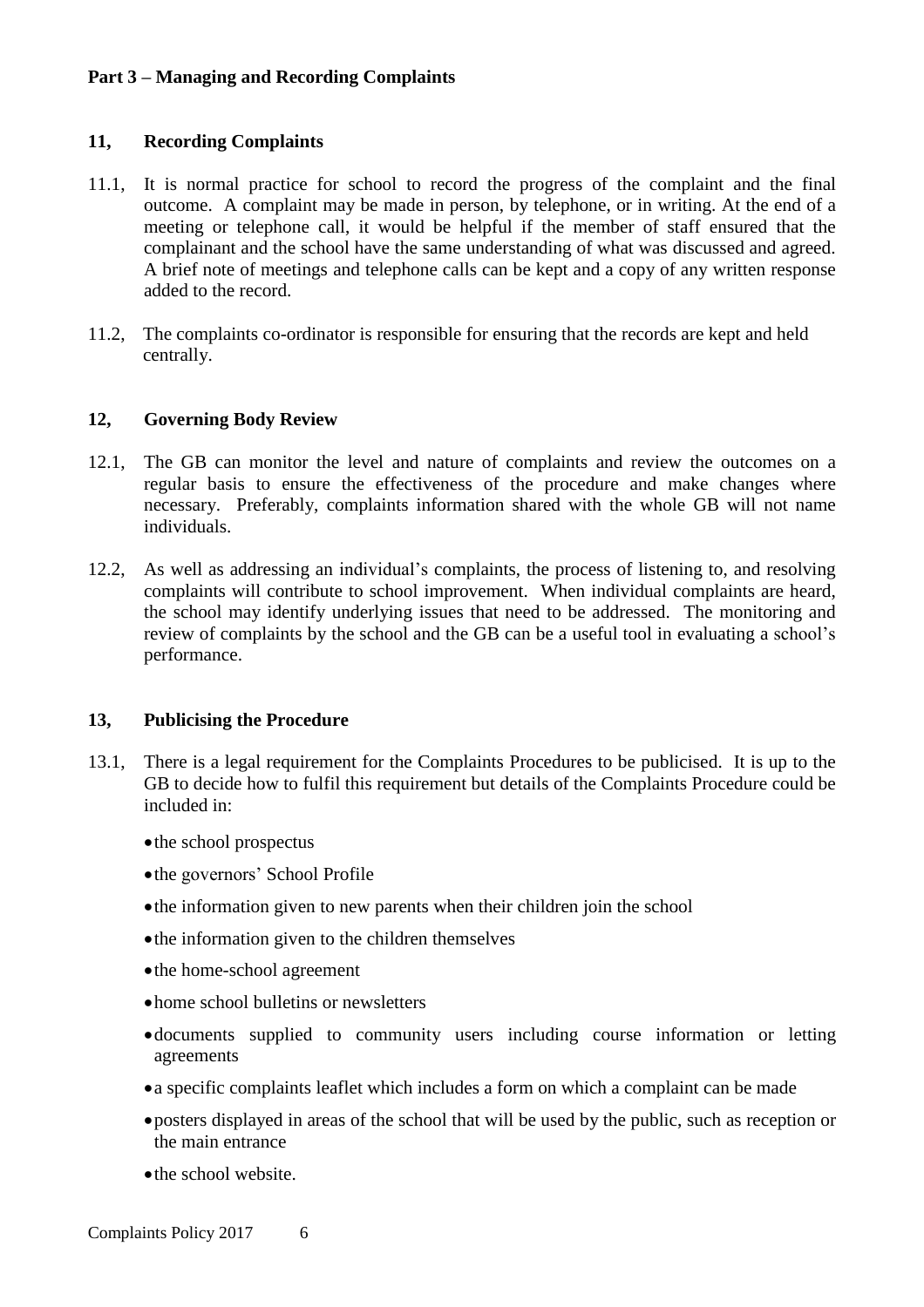## Part 3 – Managing and Recording Complaints

### 11, Recording Complaints

11.1, It is normal practice for school to record the progress of the complaint and the final outcome. A complaint may be made in person, by telephone, or in writing. At the end of a meeting or telephone call, it would be helpful if the member of staff ensured that the complainant and the school have the same understanding of what was discussed and agreed. A brief note of meetings and telephone calls can be kept and a copy of any written response added to the record.

11.2, The complaints co-ordinator is responsible for ensuring that the records are kept and held centrally.

### 12, Governing Body Review

12.1, The GB can monitor the level and nature of complaints and review the outcomes on a regular basis to ensure the effectiveness of the procedure and make changes where necessary. Preferably, complaints information shared with the whole GB will not name individuals.

12.2, As well as addressing an individual's complaints, the process of listening to, and resolving complaints will contribute to school improvement. When individual complaints are heard, the school may identify underlying issues that need to be addressed. The monitoring and review of complaints by the school and the GB can be a useful tool in evaluating a school's performance.

### 13, Publicising the Procedure

13.1, There is a legal requirement for the Complaints Procedures to be publicised. It is up to the GB to decide how to fulfil this requirement but details of the Complaints Procedure could be included in:

- the school prospectus
- the governors' School Profile
- the information given to new parents when their children join the school
- the information given to the children themselves
- the home-school agreement
- home school bulletins or newsletters
- documents supplied to community users including course information or letting agreements
- a specific complaints leaflet which includes a form on which a complaint can be made
- posters displayed in areas of the school that will be used by the public, such as reception or the main entrance
- the school website.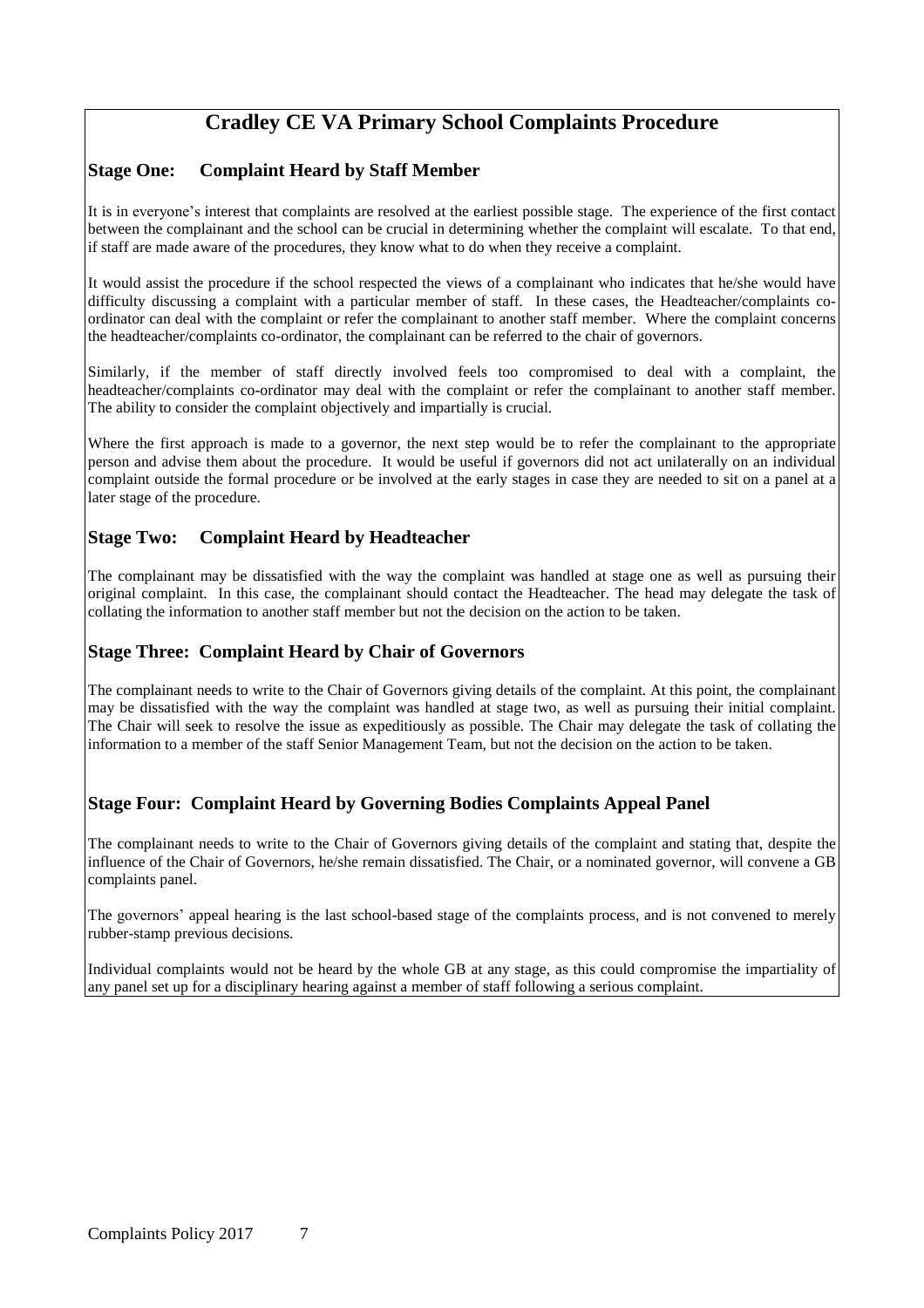# Cradley CE VA Primary School Complaints Procedure

## Stage One: Complaint Heard by Staff Member

It is in everyone's interest that complaints are resolved at the earliest possible stage. The experience of the first contact between the complainant and the school can be crucial in determining whether the complaint will escalate. To that end, if staff are made aware of the procedures, they know what to do when they receive a complaint.

It would assist the procedure if the school respected the views of a complainant who indicates that he/she would have difficulty discussing a complaint with a particular member of staff. In these cases, the Headteacher/complaints co-ordinator can deal with the complaint or refer the complainant to another staff member. Where the complaint concerns the headteacher/complaints co-ordinator, the complainant can be referred to the chair of governors.

Similarly, if the member of staff directly involved feels too compromised to deal with a complaint, the headteacher/complaints co-ordinator may deal with the complaint or refer the complainant to another staff member. The ability to consider the complaint objectively and impartially is crucial.

Where the first approach is made to a governor, the next step would be to refer the complainant to the appropriate person and advise them about the procedure. It would be useful if governors did not act unilaterally on an individual complaint outside the formal procedure or be involved at the early stages in case they are needed to sit on a panel at a later stage of the procedure.

## Stage Two: Complaint Heard by Headteacher

The complainant may be dissatisfied with the way the complaint was handled at stage one as well as pursuing their original complaint. In this case, the complainant should contact the Headteacher. The head may delegate the task of collating the information to another staff member but not the decision on the action to be taken.

## Stage Three: Complaint Heard by Chair of Governors

The complainant needs to write to the Chair of Governors giving details of the complaint. At this point, the complainant may be dissatisfied with the way the complaint was handled at stage two, as well as pursuing their initial complaint. The Chair will seek to resolve the issue as expeditiously as possible. The Chair may delegate the task of collating the information to a member of the staff Senior Management Team, but not the decision on the action to be taken.

## Stage Four: Complaint Heard by Governing Bodies Complaints Appeal Panel

The complainant needs to write to the Chair of Governors giving details of the complaint and stating that, despite the influence of the Chair of Governors, he/she remain dissatisfied. The Chair, or a nominated governor, will convene a GB complaints panel.

The governors' appeal hearing is the last school-based stage of the complaints process, and is not convened to merely rubber-stamp previous decisions.

Individual complaints would not be heard by the whole GB at any stage, as this could compromise the impartiality of any panel set up for a disciplinary hearing against a member of staff following a serious complaint.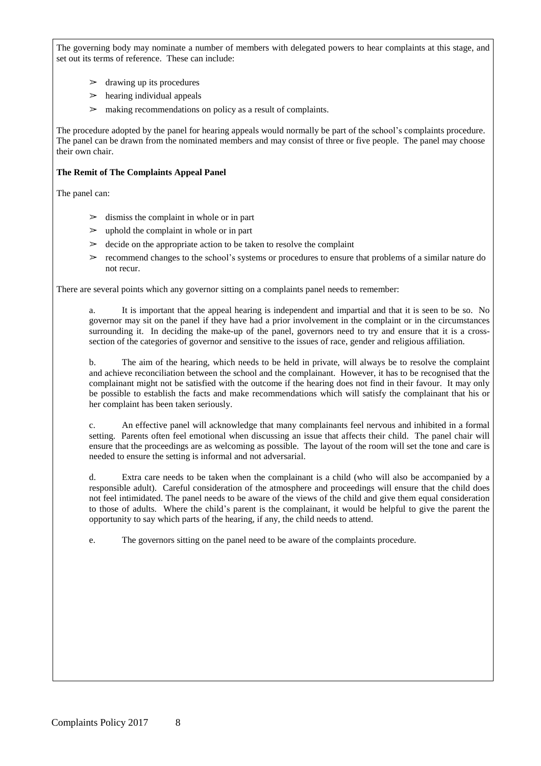The governing body may nominate a number of members with delegated powers to hear complaints at this stage, and set out its terms of reference. These can include:

- drawing up its procedures
- hearing individual appeals
- making recommendations on policy as a result of complaints.

The procedure adopted by the panel for hearing appeals would normally be part of the school's complaints procedure. The panel can be drawn from the nominated members and may consist of three or five people. The panel may choose their own chair.

**The Remit of The Complaints Appeal Panel**

The panel can:

- dismiss the complaint in whole or in part
- uphold the complaint in whole or in part
- decide on the appropriate action to be taken to resolve the complaint
- recommend changes to the school's systems or procedures to ensure that problems of a similar nature do not recur.

There are several points which any governor sitting on a complaints panel needs to remember:

a. It is important that the appeal hearing is independent and impartial and that it is seen to be so. No governor may sit on the panel if they have had a prior involvement in the complaint or in the circumstances surrounding it. In deciding the make-up of the panel, governors need to try and ensure that it is a cross-section of the categories of governor and sensitive to the issues of race, gender and religious affiliation.

b. The aim of the hearing, which needs to be held in private, will always be to resolve the complaint and achieve reconciliation between the school and the complainant. However, it has to be recognised that the complainant might not be satisfied with the outcome if the hearing does not find in their favour. It may only be possible to establish the facts and make recommendations which will satisfy the complainant that his or her complaint has been taken seriously.

c. An effective panel will acknowledge that many complainants feel nervous and inhibited in a formal setting. Parents often feel emotional when discussing an issue that affects their child. The panel chair will ensure that the proceedings are as welcoming as possible. The layout of the room will set the tone and care is needed to ensure the setting is informal and not adversarial.

d. Extra care needs to be taken when the complainant is a child (who will also be accompanied by a responsible adult). Careful consideration of the atmosphere and proceedings will ensure that the child does not feel intimidated. The panel needs to be aware of the views of the child and give them equal consideration to those of adults. Where the child's parent is the complainant, it would be helpful to give the parent the opportunity to say which parts of the hearing, if any, the child needs to attend.

e. The governors sitting on the panel need to be aware of the complaints procedure.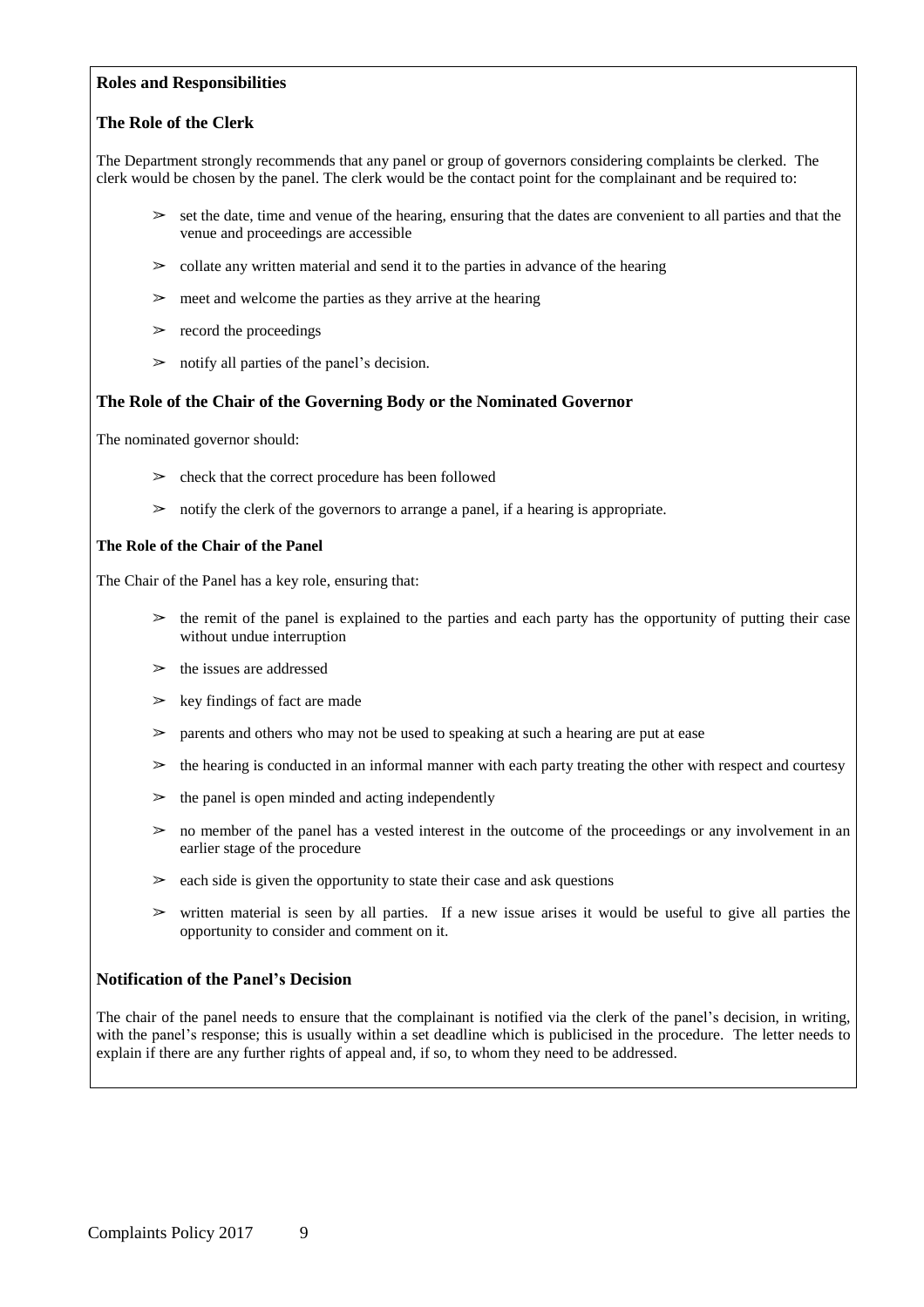## Roles and Responsibilities

### The Role of the Clerk

The Department strongly recommends that any panel or group of governors considering complaints be clerked. The clerk would be chosen by the panel. The clerk would be the contact point for the complainant and be required to:

- set the date, time and venue of the hearing, ensuring that the dates are convenient to all parties and that the venue and proceedings are accessible
- collate any written material and send it to the parties in advance of the hearing
- meet and welcome the parties as they arrive at the hearing
- record the proceedings
- notify all parties of the panel's decision.

### The Role of the Chair of the Governing Body or the Nominated Governor

The nominated governor should:

- check that the correct procedure has been followed
- notify the clerk of the governors to arrange a panel, if a hearing is appropriate.

### The Role of the Chair of the Panel

The Chair of the Panel has a key role, ensuring that:

- the remit of the panel is explained to the parties and each party has the opportunity of putting their case without undue interruption
- the issues are addressed
- key findings of fact are made
- parents and others who may not be used to speaking at such a hearing are put at ease
- the hearing is conducted in an informal manner with each party treating the other with respect and courtesy
- the panel is open minded and acting independently
- no member of the panel has a vested interest in the outcome of the proceedings or any involvement in an earlier stage of the procedure
- each side is given the opportunity to state their case and ask questions
- written material is seen by all parties. If a new issue arises it would be useful to give all parties the opportunity to consider and comment on it.

### Notification of the Panel's Decision

The chair of the panel needs to ensure that the complainant is notified via the clerk of the panel's decision, in writing, with the panel's response; this is usually within a set deadline which is publicised in the procedure. The letter needs to explain if there are any further rights of appeal and, if so, to whom they need to be addressed.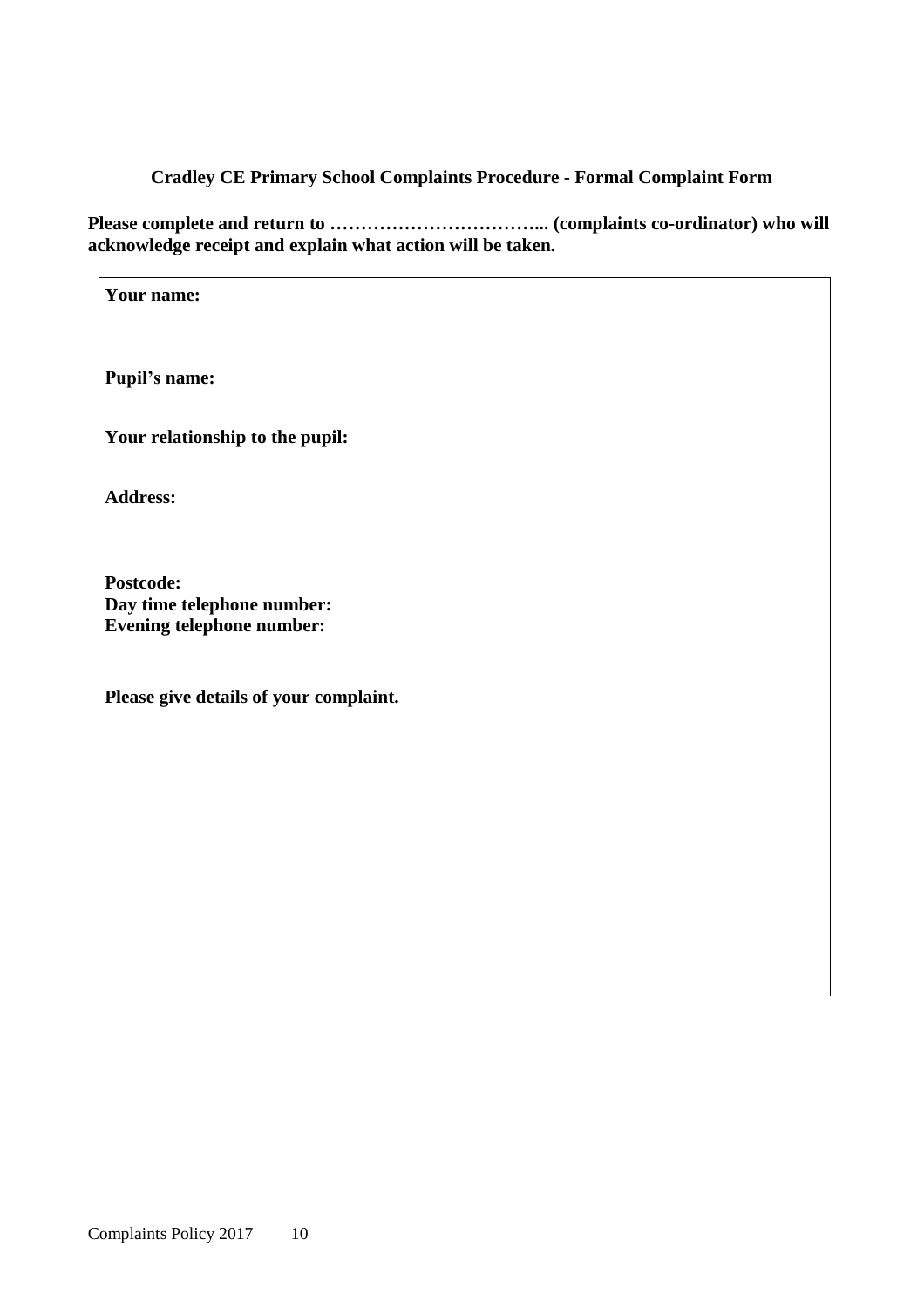**Cradley CE Primary School Complaints Procedure - Formal Complaint Form**

**Please complete and return to …………………………….. (complaints co-ordinator) who will acknowledge receipt and explain what action will be taken.**

**Your name:**

**Pupil's name:**

**Your relationship to the pupil:**

**Address:**

**Postcode:**
**Day time telephone number:**
**Evening telephone number:**

**Please give details of your complaint.**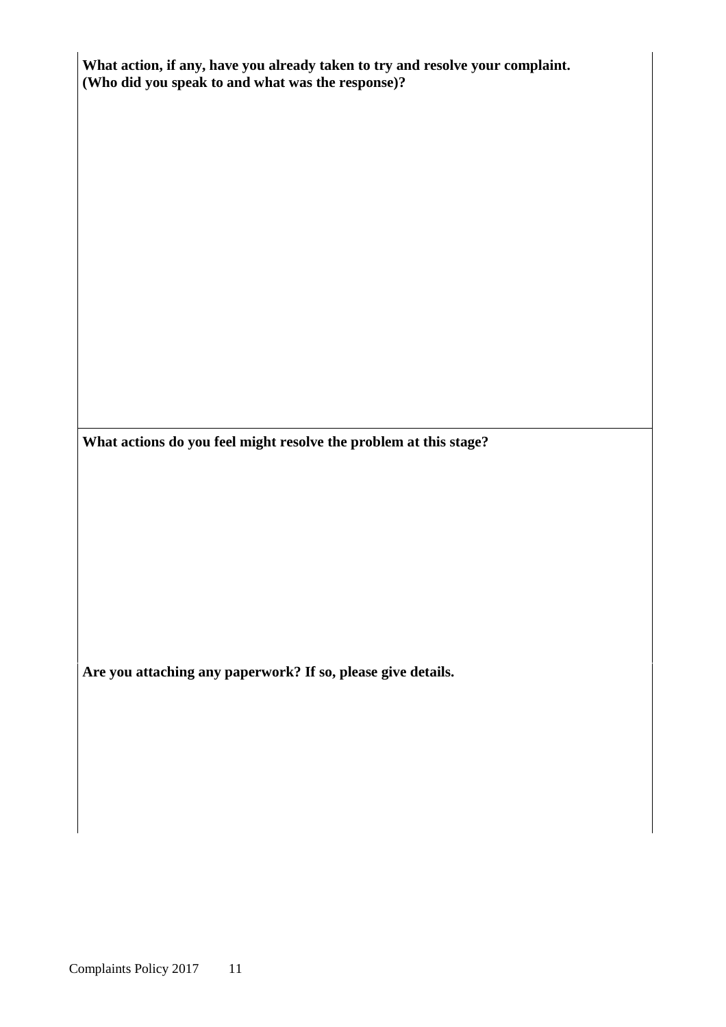**What action, if any, have you already taken to try and resolve your complaint. (Who did you speak to and what was the response)?**

**What actions do you feel might resolve the problem at this stage?**

**Are you attaching any paperwork? If so, please give details.**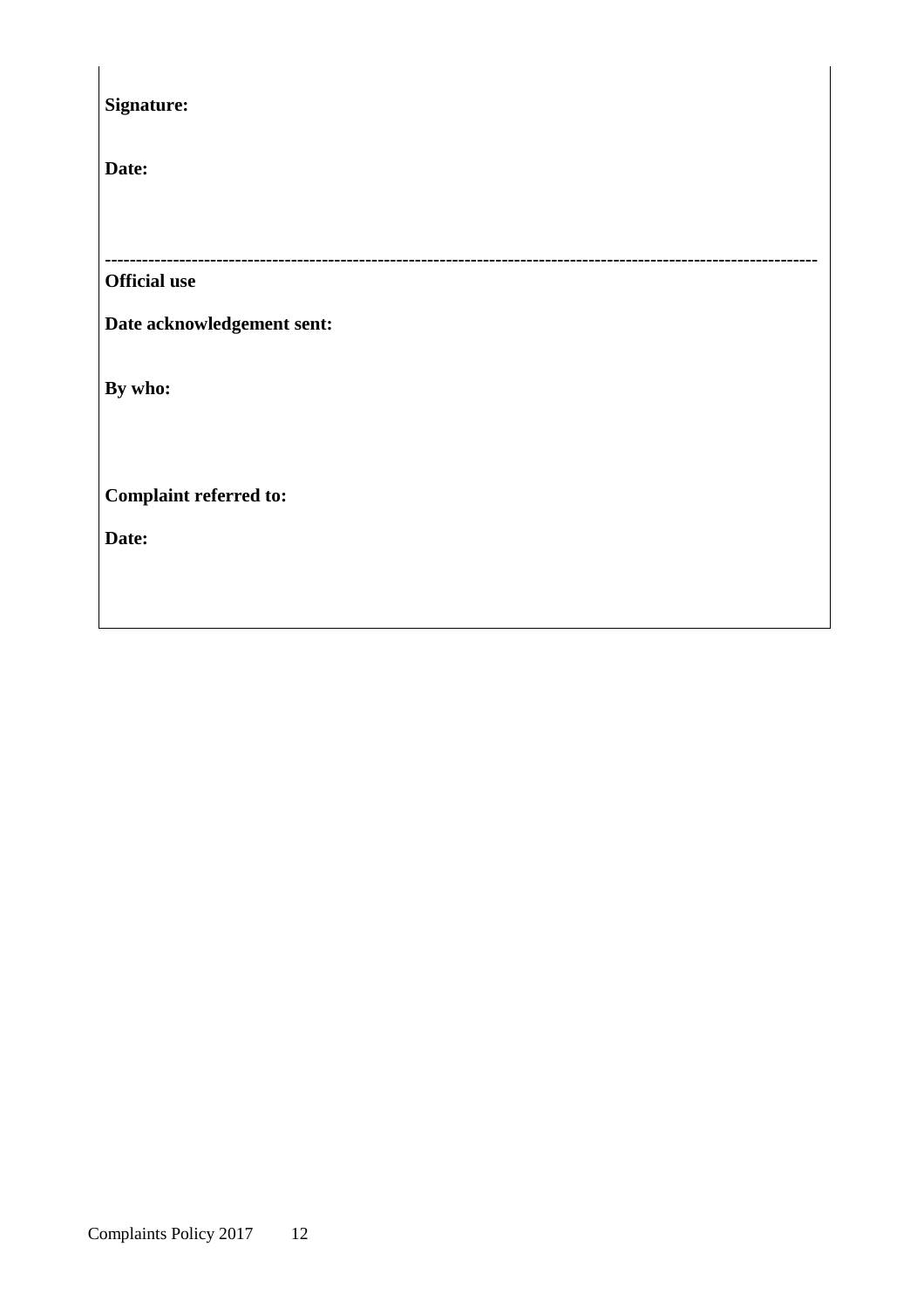**Signature:**

**Date:**

---

**Official use**

**Date acknowledgement sent:**

**By who:**

**Complaint referred to:**

**Date:**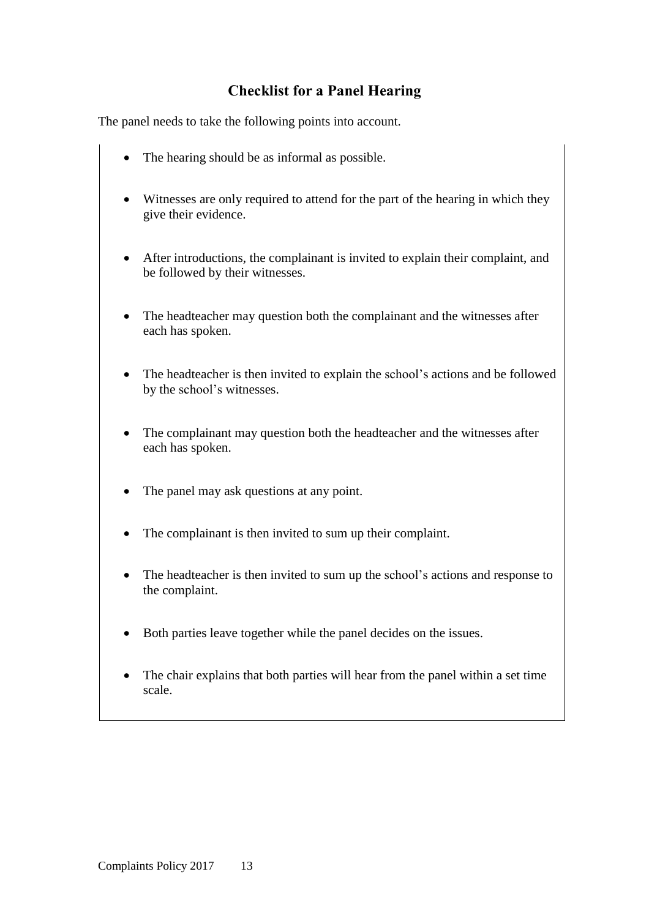## Checklist for a Panel Hearing

The panel needs to take the following points into account.

- The hearing should be as informal as possible.
- Witnesses are only required to attend for the part of the hearing in which they give their evidence.
- After introductions, the complainant is invited to explain their complaint, and be followed by their witnesses.
- The headteacher may question both the complainant and the witnesses after each has spoken.
- The headteacher is then invited to explain the school's actions and be followed by the school's witnesses.
- The complainant may question both the headteacher and the witnesses after each has spoken.
- The panel may ask questions at any point.
- The complainant is then invited to sum up their complaint.
- The headteacher is then invited to sum up the school's actions and response to the complaint.
- Both parties leave together while the panel decides on the issues.
- The chair explains that both parties will hear from the panel within a set time scale.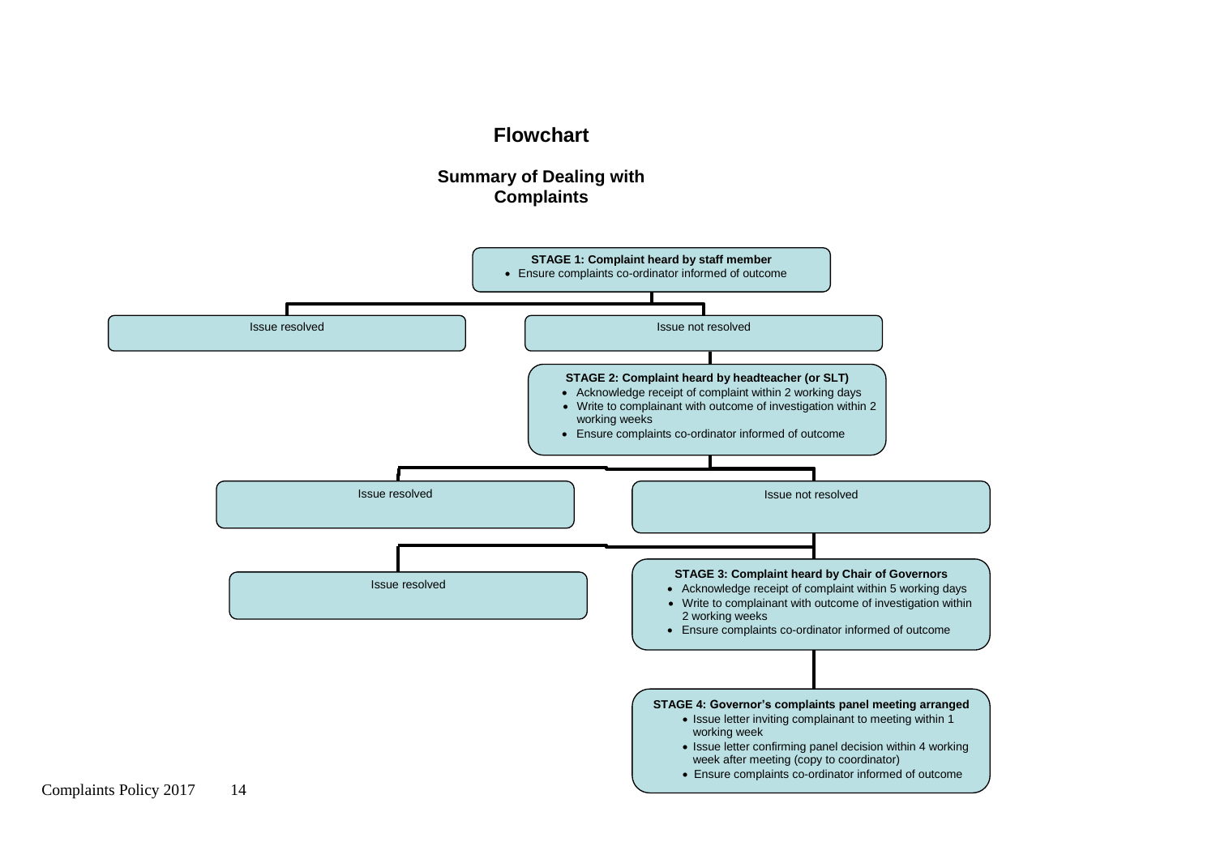## Flowchart

### Summary of Dealing with Complaints

**STAGE 1: Complaint heard by staff member**
- Ensure complaints co-ordinator informed of outcome

Issue resolved

Issue not resolved

**STAGE 2: Complaint heard by headteacher (or SLT)**
- Acknowledge receipt of complaint within 2 working days
- Write to complainant with outcome of investigation within 2 working weeks
- Ensure complaints co-ordinator informed of outcome

Issue resolved

Issue not resolved

**STAGE 3: Complaint heard by Chair of Governors**
- Acknowledge receipt of complaint within 5 working days
- Write to complainant with outcome of investigation within 2 working weeks
- Ensure complaints co-ordinator informed of outcome

Issue resolved

**STAGE 4: Governor's complaints panel meeting arranged**
- Issue letter inviting complainant to meeting within 1 working week
- Issue letter confirming panel decision within 4 working week after meeting (copy to coordinator)
- Ensure complaints co-ordinator informed of outcome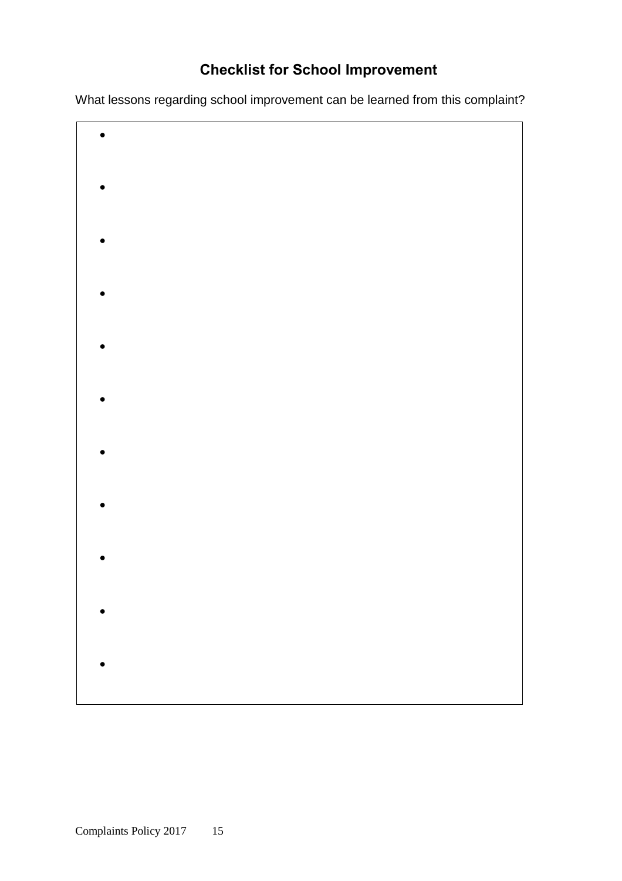## Checklist for School Improvement

What lessons regarding school improvement can be learned from this complaint?

- 
- 
- 
- 
- 
- 
- 
- 
- 
- 
-